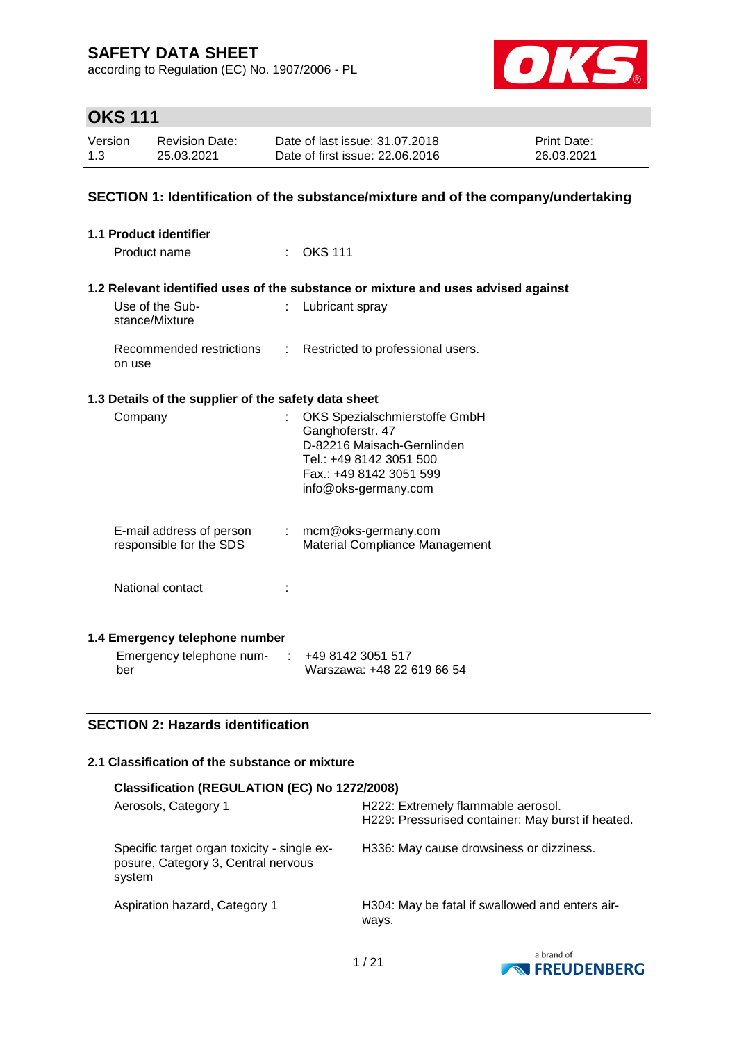# SAFETY DATA SHEET

according to Regulation (EC) No. 1907/2006 - PL

## OKS 111

| Version | Revision Date: | Date of last issue: 31.07.2018 | Print Date: |
|---|---|---|---|
| 1.3 | 25.03.2021 | Date of first issue: 22.06.2016 | 26.03.2021 |

## SECTION 1: Identification of the substance/mixture and of the company/undertaking

### 1.1 Product identifier

Product name : OKS 111

### 1.2 Relevant identified uses of the substance or mixture and uses advised against

Use of the Substance/Mixture : Lubricant spray

Recommended restrictions on use : Restricted to professional users.

### 1.3 Details of the supplier of the safety data sheet

Company : OKS Spezialschmierstoffe GmbH
Ganghoferstr. 47
D-82216 Maisach-Gernlinden
Tel.: +49 8142 3051 500
Fax.: +49 8142 3051 599
info@oks-germany.com

E-mail address of person responsible for the SDS : mcm@oks-germany.com
Material Compliance Management

National contact :

### 1.4 Emergency telephone number

Emergency telephone number : +49 8142 3051 517
Warszawa: +48 22 619 66 54

## SECTION 2: Hazards identification

### 2.1 Classification of the substance or mixture

**Classification (REGULATION (EC) No 1272/2008)**

| | |
|---|---|
| Aerosols, Category 1 | H222: Extremely flammable aerosol.<br>H229: Pressurised container: May burst if heated. |
| Specific target organ toxicity - single exposure, Category 3, Central nervous system | H336: May cause drowsiness or dizziness. |
| Aspiration hazard, Category 1 | H304: May be fatal if swallowed and enters airways. |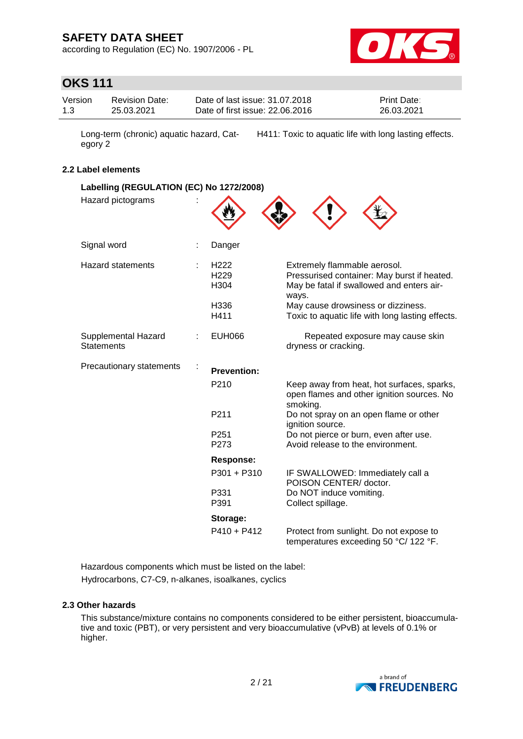| | |
|---|---|
| Long-term (chronic) aquatic hazard, Category 2 | H411: Toxic to aquatic life with long lasting effects. |

### 2.2 Label elements

**Labelling (REGULATION (EC) No 1272/2008)**

| | | | |
|---|---|---|---|
| Hazard pictograms | : | | |
| Signal word | : | Danger | |
| Hazard statements | : | H222 | Extremely flammable aerosol. |
| | | H229 | Pressurised container: May burst if heated. |
| | | H304 | May be fatal if swallowed and enters airways. |
| | | H336 | May cause drowsiness or dizziness. |
| | | H411 | Toxic to aquatic life with long lasting effects. |
| Supplemental Hazard Statements | : | EUH066 | Repeated exposure may cause skin dryness or cracking. |
| Precautionary statements | : | **Prevention:** | |
| | | P210 | Keep away from heat, hot surfaces, sparks, open flames and other ignition sources. No smoking. |
| | | P211 | Do not spray on an open flame or other ignition source. |
| | | P251 | Do not pierce or burn, even after use. |
| | | P273 | Avoid release to the environment. |
| | | **Response:** | |
| | | P301 + P310 | IF SWALLOWED: Immediately call a POISON CENTER/ doctor. |
| | | P331 | Do NOT induce vomiting. |
| | | P391 | Collect spillage. |
| | | **Storage:** | |
| | | P410 + P412 | Protect from sunlight. Do not expose to temperatures exceeding 50 °C/ 122 °F. |

Hazardous components which must be listed on the label:

Hydrocarbons, C7-C9, n-alkanes, isoalkanes, cyclics

### 2.3 Other hazards

This substance/mixture contains no components considered to be either persistent, bioaccumulative and toxic (PBT), or very persistent and very bioaccumulative (vPvB) at levels of 0.1% or higher.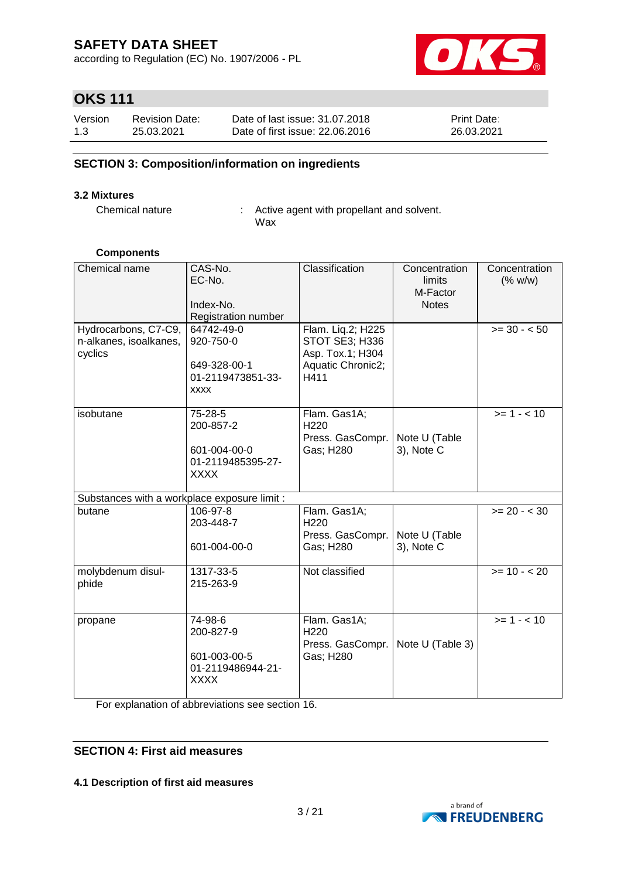## SECTION 3: Composition/information on ingredients

### 3.2 Mixtures

Chemical nature : Active agent with propellant and solvent. Wax

**Components**

| Chemical name | CAS-No.<br>EC-No.<br><br>Index-No.<br>Registration number | Classification | Concentration limits<br>M-Factor<br>Notes | Concentration (% w/w) |
|---|---|---|---|---|
| Hydrocarbons, C7-C9, n-alkanes, isoalkanes, cyclics | 64742-49-0<br>920-750-0<br><br>649-328-00-1<br>01-2119473851-33-xxxx | Flam. Liq.2; H225<br>STOT SE3; H336<br>Asp. Tox.1; H304<br>Aquatic Chronic2; H411 | | >= 30 - < 50 |
| isobutane | 75-28-5<br>200-857-2<br><br>601-004-00-0<br>01-2119485395-27-XXXX | Flam. Gas1A; H220<br>Press. GasCompr. Gas; H280 | Note U (Table 3), Note C | >= 1 - < 10 |
| Substances with a workplace exposure limit : | | | | |
| butane | 106-97-8<br>203-448-7<br><br>601-004-00-0 | Flam. Gas1A; H220<br>Press. GasCompr. Gas; H280 | Note U (Table 3), Note C | >= 20 - < 30 |
| molybdenum disulphide | 1317-33-5<br>215-263-9 | Not classified | | >= 10 - < 20 |
| propane | 74-98-6<br>200-827-9<br><br>601-003-00-5<br>01-2119486944-21-XXXX | Flam. Gas1A; H220<br>Press. GasCompr. Gas; H280 | Note U (Table 3) | >= 1 - < 10 |

For explanation of abbreviations see section 16.

## SECTION 4: First aid measures

### 4.1 Description of first aid measures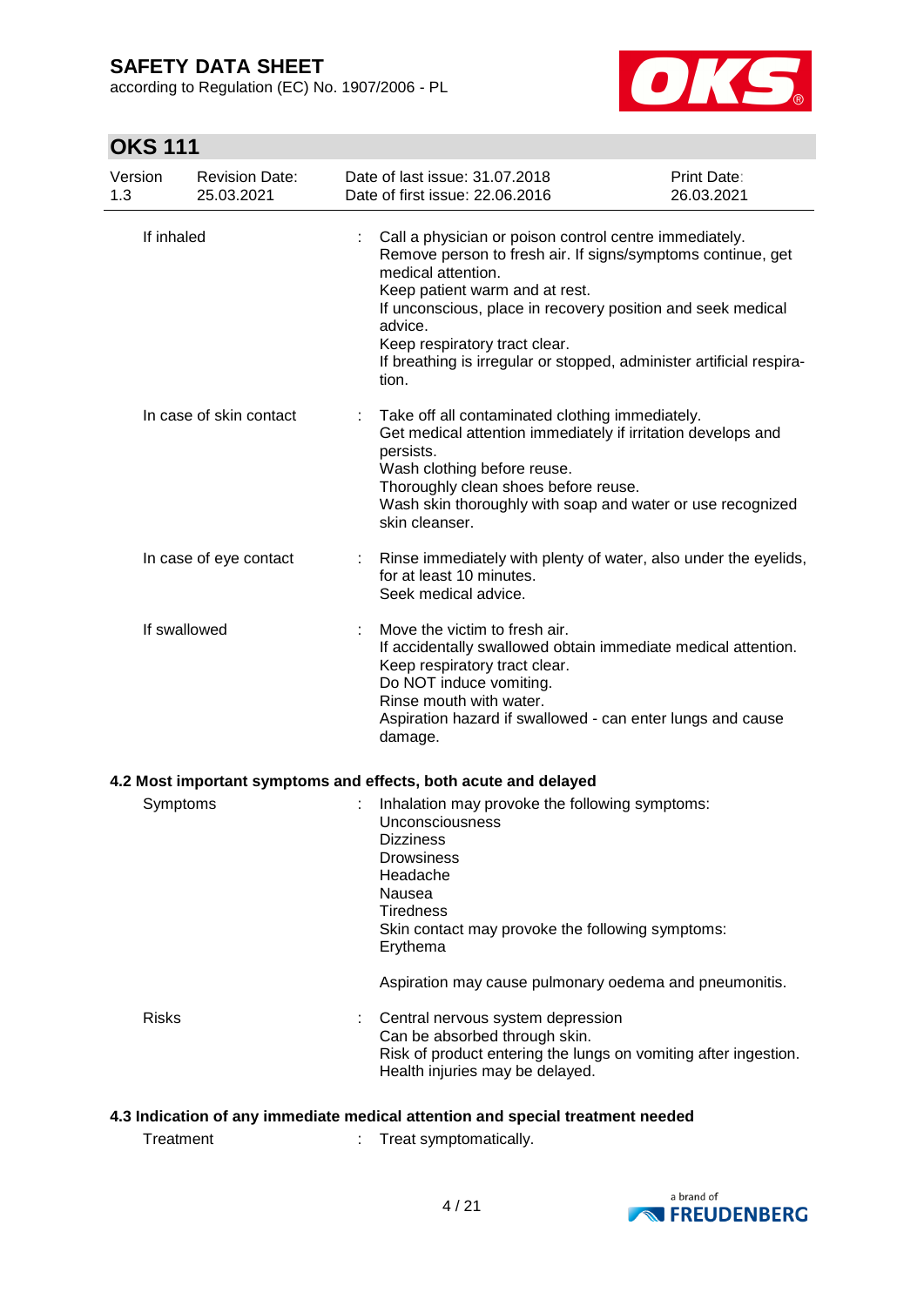| | |
|---|---|
| If inhaled | : Call a physician or poison control centre immediately.<br>Remove person to fresh air. If signs/symptoms continue, get medical attention.<br>Keep patient warm and at rest.<br>If unconscious, place in recovery position and seek medical advice.<br>Keep respiratory tract clear.<br>If breathing is irregular or stopped, administer artificial respiration. |
| In case of skin contact | : Take off all contaminated clothing immediately.<br>Get medical attention immediately if irritation develops and persists.<br>Wash clothing before reuse.<br>Thoroughly clean shoes before reuse.<br>Wash skin thoroughly with soap and water or use recognized skin cleanser. |
| In case of eye contact | : Rinse immediately with plenty of water, also under the eyelids, for at least 10 minutes.<br>Seek medical advice. |
| If swallowed | : Move the victim to fresh air.<br>If accidentally swallowed obtain immediate medical attention.<br>Keep respiratory tract clear.<br>Do NOT induce vomiting.<br>Rinse mouth with water.<br>Aspiration hazard if swallowed - can enter lungs and cause damage. |

### 4.2 Most important symptoms and effects, both acute and delayed

| | |
|---|---|
| Symptoms | : Inhalation may provoke the following symptoms:<br>Unconsciousness<br>Dizziness<br>Drowsiness<br>Headache<br>Nausea<br>Tiredness<br>Skin contact may provoke the following symptoms:<br>Erythema<br><br>Aspiration may cause pulmonary oedema and pneumonitis. |
| Risks | : Central nervous system depression<br>Can be absorbed through skin.<br>Risk of product entering the lungs on vomiting after ingestion.<br>Health injuries may be delayed. |

### 4.3 Indication of any immediate medical attention and special treatment needed

| | |
|---|---|
| Treatment | : Treat symptomatically. |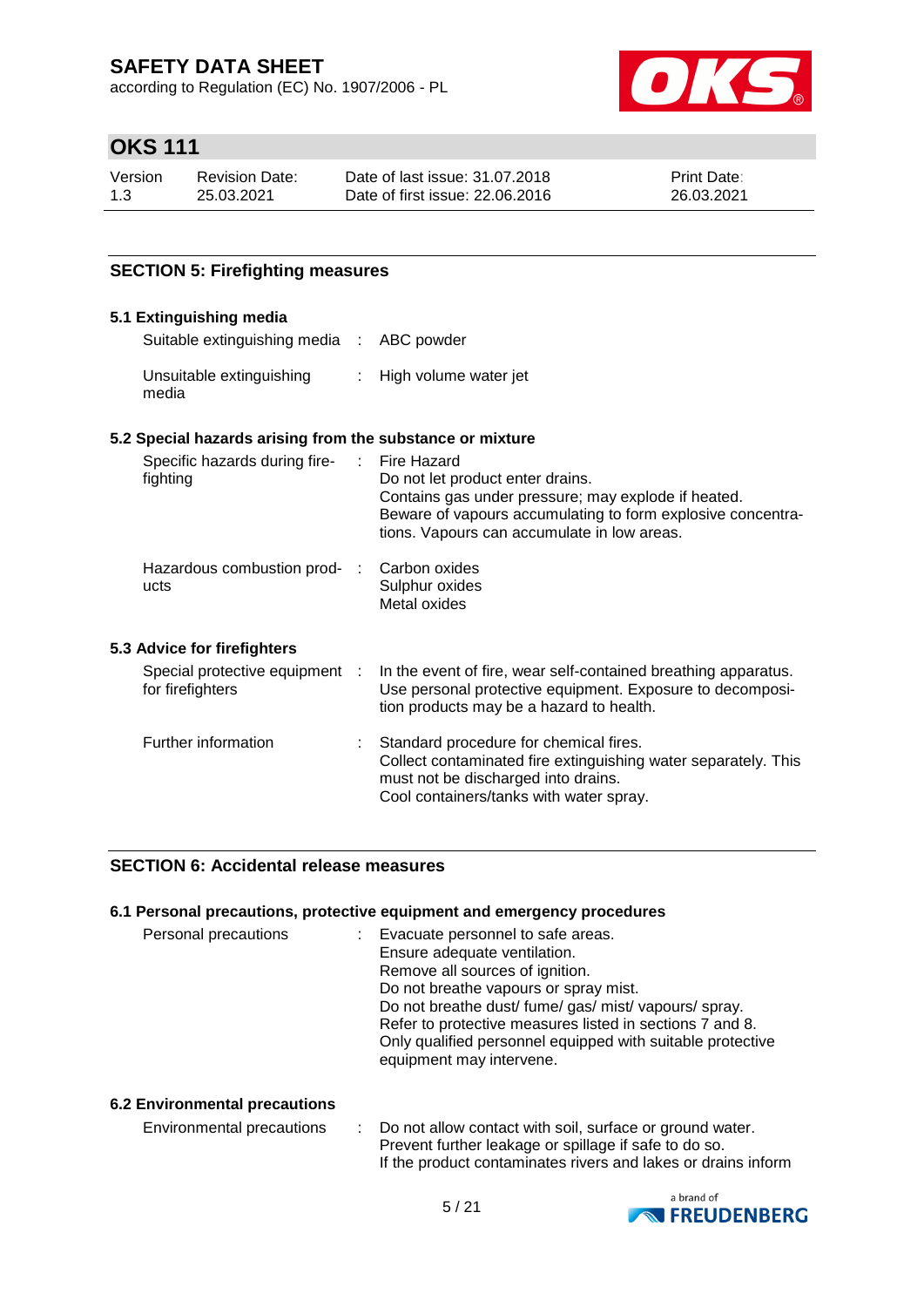## SECTION 5: Firefighting measures

### 5.1 Extinguishing media

| | | |
|---|---|---|
| Suitable extinguishing media | : | ABC powder |
| Unsuitable extinguishing media | : | High volume water jet |

### 5.2 Special hazards arising from the substance or mixture

| | | |
|---|---|---|
| Specific hazards during fire-fighting | : | Fire Hazard<br>Do not let product enter drains.<br>Contains gas under pressure; may explode if heated.<br>Beware of vapours accumulating to form explosive concentrations. Vapours can accumulate in low areas. |
| Hazardous combustion products | : | Carbon oxides<br>Sulphur oxides<br>Metal oxides |

### 5.3 Advice for firefighters

| | | |
|---|---|---|
| Special protective equipment for firefighters | : | In the event of fire, wear self-contained breathing apparatus. Use personal protective equipment. Exposure to decomposition products may be a hazard to health. |
| Further information | : | Standard procedure for chemical fires.<br>Collect contaminated fire extinguishing water separately. This must not be discharged into drains.<br>Cool containers/tanks with water spray. |

## SECTION 6: Accidental release measures

### 6.1 Personal precautions, protective equipment and emergency procedures

| | | |
|---|---|---|
| Personal precautions | : | Evacuate personnel to safe areas.<br>Ensure adequate ventilation.<br>Remove all sources of ignition.<br>Do not breathe vapours or spray mist.<br>Do not breathe dust/ fume/ gas/ mist/ vapours/ spray.<br>Refer to protective measures listed in sections 7 and 8.<br>Only qualified personnel equipped with suitable protective equipment may intervene. |

### 6.2 Environmental precautions

| | | |
|---|---|---|
| Environmental precautions | : | Do not allow contact with soil, surface or ground water.<br>Prevent further leakage or spillage if safe to do so.<br>If the product contaminates rivers and lakes or drains inform |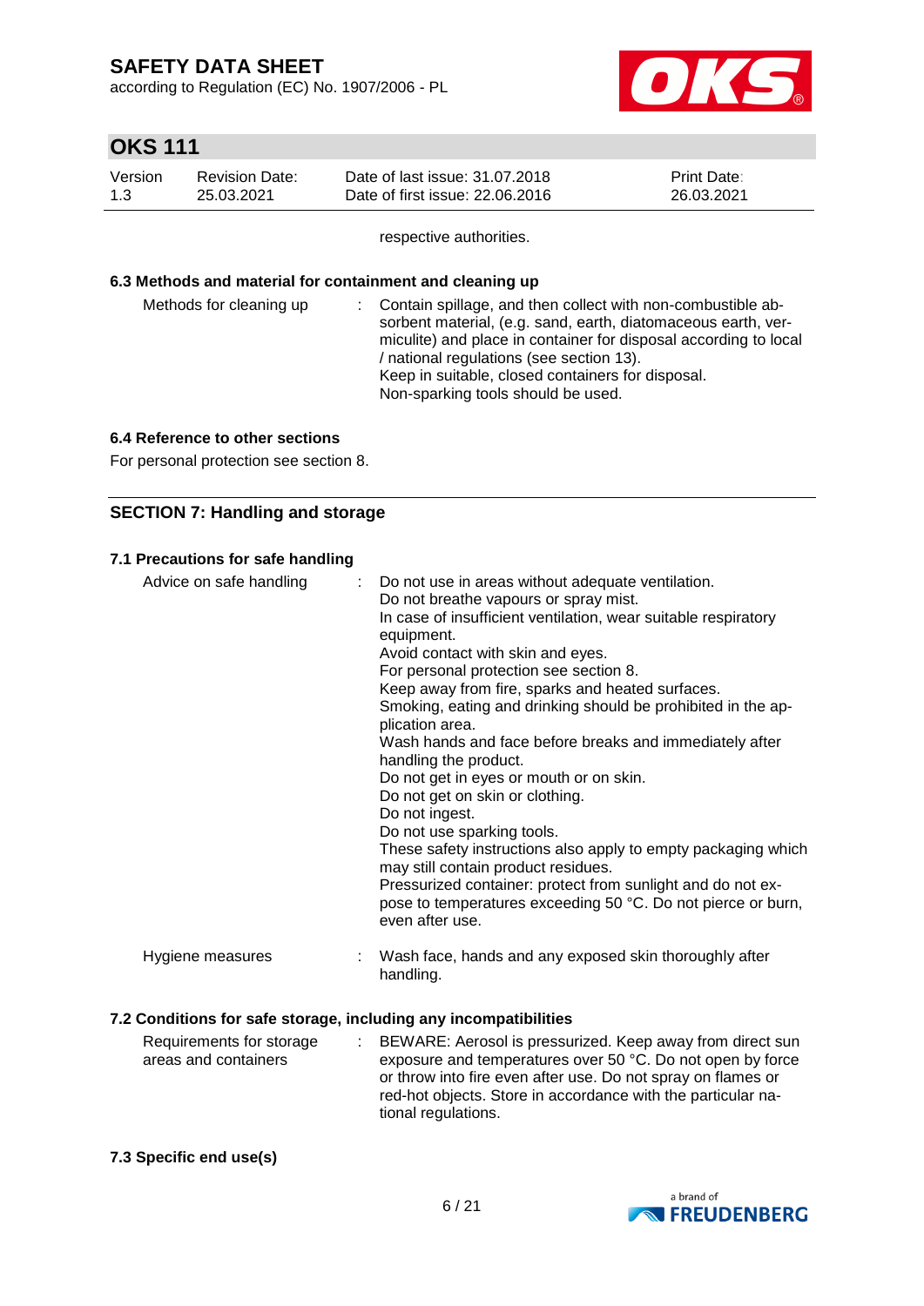respective authorities.

### 6.3 Methods and material for containment and cleaning up

| | |
|---|---|
| Methods for cleaning up | Contain spillage, and then collect with non-combustible absorbent material, (e.g. sand, earth, diatomaceous earth, vermiculite) and place in container for disposal according to local / national regulations (see section 13).<br>Keep in suitable, closed containers for disposal.<br>Non-sparking tools should be used. |

### 6.4 Reference to other sections

For personal protection see section 8.

## SECTION 7: Handling and storage

### 7.1 Precautions for safe handling

| | |
|---|---|
| Advice on safe handling | Do not use in areas without adequate ventilation.<br>Do not breathe vapours or spray mist.<br>In case of insufficient ventilation, wear suitable respiratory equipment.<br>Avoid contact with skin and eyes.<br>For personal protection see section 8.<br>Keep away from fire, sparks and heated surfaces.<br>Smoking, eating and drinking should be prohibited in the application area.<br>Wash hands and face before breaks and immediately after handling the product.<br>Do not get in eyes or mouth or on skin.<br>Do not get on skin or clothing.<br>Do not ingest.<br>Do not use sparking tools.<br>These safety instructions also apply to empty packaging which may still contain product residues.<br>Pressurized container: protect from sunlight and do not expose to temperatures exceeding 50 °C. Do not pierce or burn, even after use. |
| Hygiene measures | Wash face, hands and any exposed skin thoroughly after handling. |

### 7.2 Conditions for safe storage, including any incompatibilities

| | |
|---|---|
| Requirements for storage areas and containers | BEWARE: Aerosol is pressurized. Keep away from direct sun exposure and temperatures over 50 °C. Do not open by force or throw into fire even after use. Do not spray on flames or red-hot objects. Store in accordance with the particular national regulations. |

### 7.3 Specific end use(s)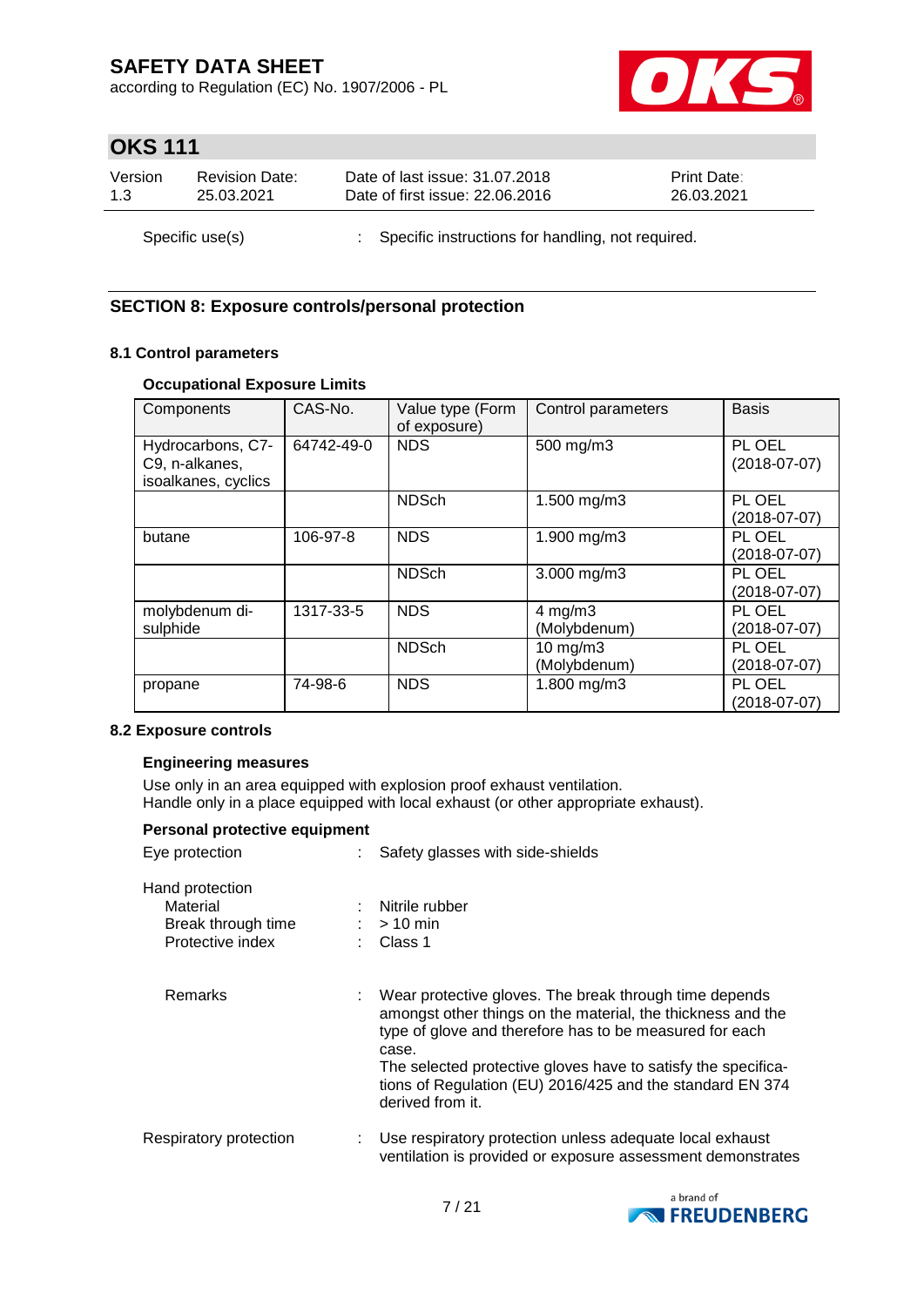Specific use(s) : Specific instructions for handling, not required.

## SECTION 8: Exposure controls/personal protection

### 8.1 Control parameters

**Occupational Exposure Limits**

| Components | CAS-No. | Value type (Form of exposure) | Control parameters | Basis |
|---|---|---|---|---|
| Hydrocarbons, C7-C9, n-alkanes, isoalkanes, cyclics | 64742-49-0 | NDS | 500 mg/m3 | PL OEL (2018-07-07) |
| | | NDSch | 1.500 mg/m3 | PL OEL (2018-07-07) |
| butane | 106-97-8 | NDS | 1.900 mg/m3 | PL OEL (2018-07-07) |
| | | NDSch | 3.000 mg/m3 | PL OEL (2018-07-07) |
| molybdenum di-sulphide | 1317-33-5 | NDS | 4 mg/m3 (Molybdenum) | PL OEL (2018-07-07) |
| | | NDSch | 10 mg/m3 (Molybdenum) | PL OEL (2018-07-07) |
| propane | 74-98-6 | NDS | 1.800 mg/m3 | PL OEL (2018-07-07) |

### 8.2 Exposure controls

**Engineering measures**

Use only in an area equipped with explosion proof exhaust ventilation.
Handle only in a place equipped with local exhaust (or other appropriate exhaust).

**Personal protective equipment**

Eye protection : Safety glasses with side-shields

Hand protection
- Material : Nitrile rubber
- Break through time : > 10 min
- Protective index : Class 1

Remarks : Wear protective gloves. The break through time depends amongst other things on the material, the thickness and the type of glove and therefore has to be measured for each case.
The selected protective gloves have to satisfy the specifications of Regulation (EU) 2016/425 and the standard EN 374 derived from it.

Respiratory protection : Use respiratory protection unless adequate local exhaust ventilation is provided or exposure assessment demonstrates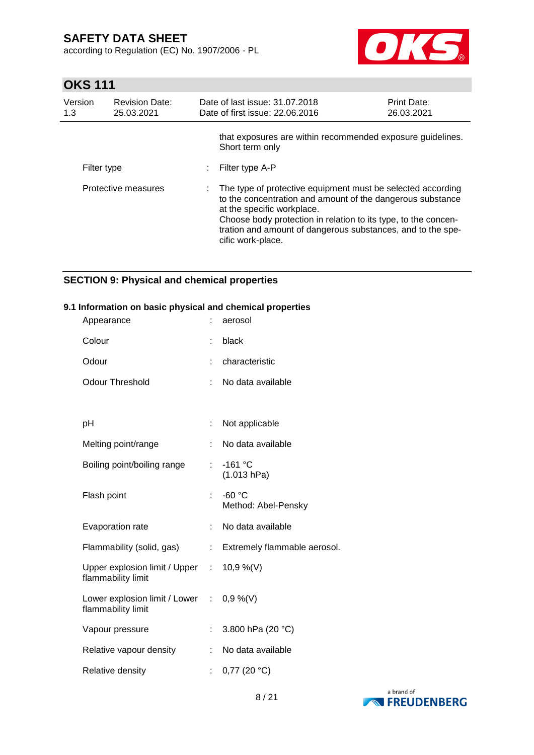| | | |
|---|---|---|
| | | that exposures are within recommended exposure guidelines. Short term only |
| Filter type | : | Filter type A-P |
| Protective measures | : | The type of protective equipment must be selected according to the concentration and amount of the dangerous substance at the specific workplace.<br>Choose body protection in relation to its type, to the concentration and amount of dangerous substances, and to the specific work-place. |

## SECTION 9: Physical and chemical properties

### 9.1 Information on basic physical and chemical properties

| | | |
|---|---|---|
| Appearance | : | aerosol |
| Colour | : | black |
| Odour | : | characteristic |
| Odour Threshold | : | No data available |
| pH | : | Not applicable |
| Melting point/range | : | No data available |
| Boiling point/boiling range | : | -161 °C<br>(1.013 hPa) |
| Flash point | : | -60 °C<br>Method: Abel-Pensky |
| Evaporation rate | : | No data available |
| Flammability (solid, gas) | : | Extremely flammable aerosol. |
| Upper explosion limit / Upper flammability limit | : | 10,9 %(V) |
| Lower explosion limit / Lower flammability limit | : | 0,9 %(V) |
| Vapour pressure | : | 3.800 hPa (20 °C) |
| Relative vapour density | : | No data available |
| Relative density | : | 0,77 (20 °C) |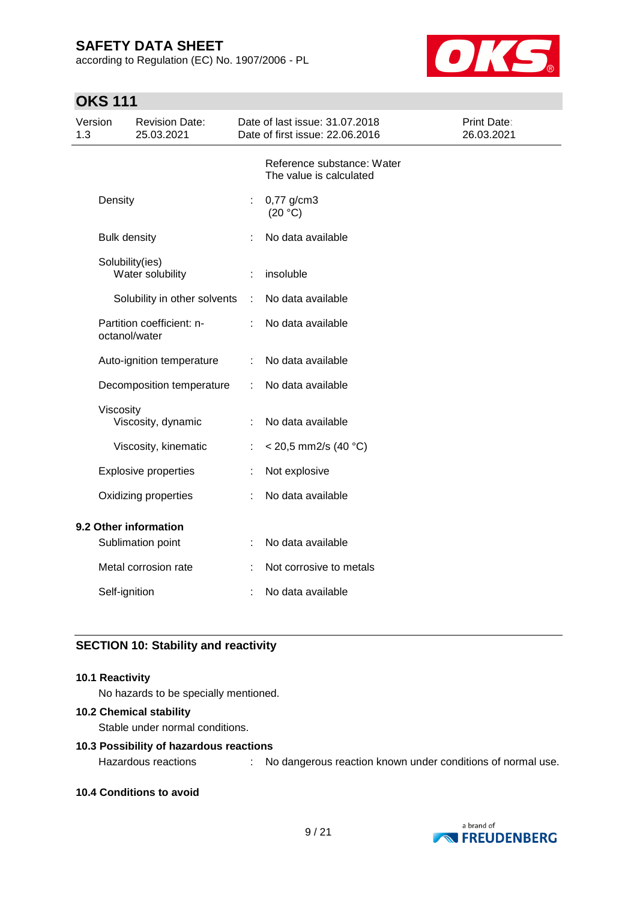| | | |
|---|---|---|
| | | Reference substance: Water<br>The value is calculated |
| Density | : | 0,77 g/cm3<br>(20 °C) |
| Bulk density | : | No data available |
| Solubility(ies)<br>Water solubility | : | insoluble |
| Solubility in other solvents | : | No data available |
| Partition coefficient: n-octanol/water | : | No data available |
| Auto-ignition temperature | : | No data available |
| Decomposition temperature | : | No data available |
| Viscosity<br>Viscosity, dynamic | : | No data available |
| Viscosity, kinematic | : | < 20,5 mm2/s (40 °C) |
| Explosive properties | : | Not explosive |
| Oxidizing properties | : | No data available |

**9.2 Other information**

| | | |
|---|---|---|
| Sublimation point | : | No data available |
| Metal corrosion rate | : | Not corrosive to metals |
| Self-ignition | : | No data available |

## SECTION 10: Stability and reactivity

**10.1 Reactivity**

No hazards to be specially mentioned.

**10.2 Chemical stability**

Stable under normal conditions.

**10.3 Possibility of hazardous reactions**

Hazardous reactions : No dangerous reaction known under conditions of normal use.

**10.4 Conditions to avoid**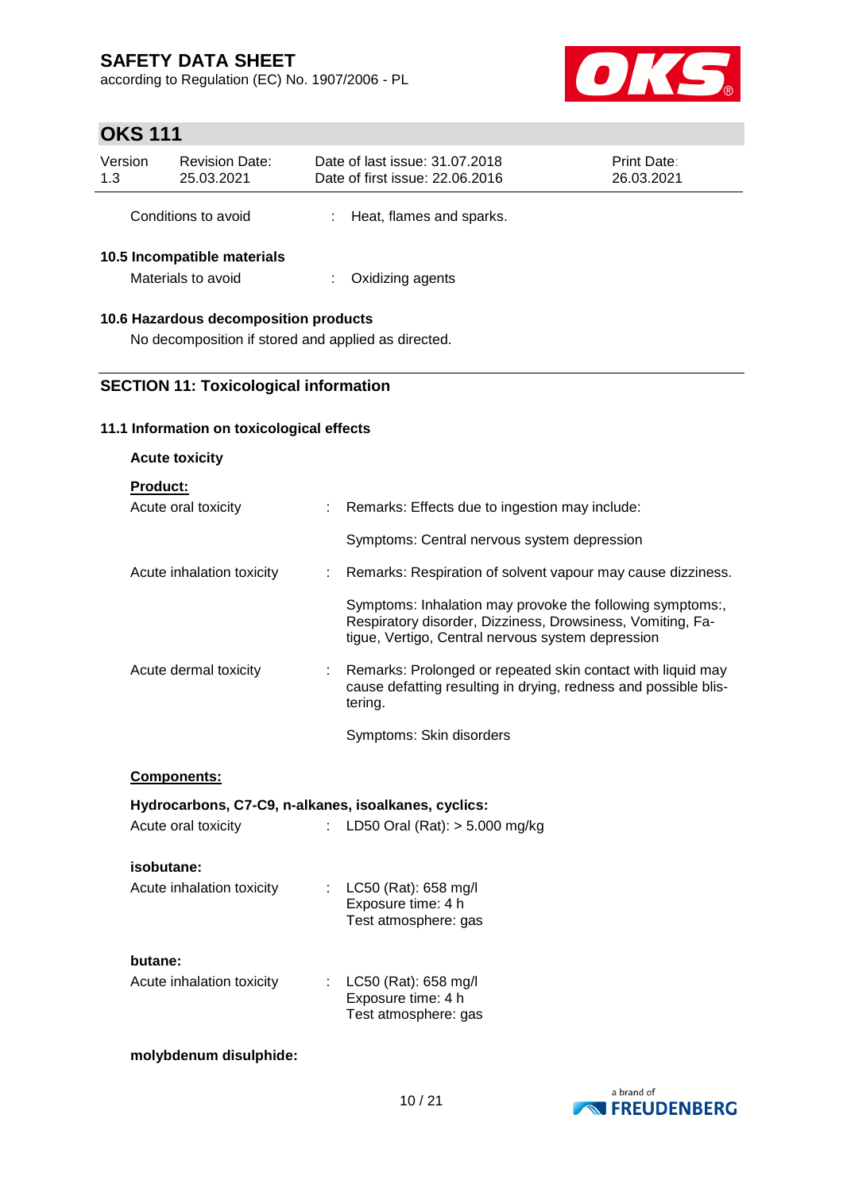Conditions to avoid : Heat, flames and sparks.

### 10.5 Incompatible materials

Materials to avoid : Oxidizing agents

### 10.6 Hazardous decomposition products

No decomposition if stored and applied as directed.

## SECTION 11: Toxicological information

### 11.1 Information on toxicological effects

**Acute toxicity**

**Product:**

Acute oral toxicity : Remarks: Effects due to ingestion may include:

Symptoms: Central nervous system depression

Acute inhalation toxicity : Remarks: Respiration of solvent vapour may cause dizziness.

Symptoms: Inhalation may provoke the following symptoms:, Respiratory disorder, Dizziness, Drowsiness, Vomiting, Fatigue, Vertigo, Central nervous system depression

Acute dermal toxicity : Remarks: Prolonged or repeated skin contact with liquid may cause defatting resulting in drying, redness and possible blistering.

Symptoms: Skin disorders

**Components:**

**Hydrocarbons, C7-C9, n-alkanes, isoalkanes, cyclics:**

Acute oral toxicity : LD50 Oral (Rat): > 5.000 mg/kg

**isobutane:**

Acute inhalation toxicity : LC50 (Rat): 658 mg/l
Exposure time: 4 h
Test atmosphere: gas

**butane:**

Acute inhalation toxicity : LC50 (Rat): 658 mg/l
Exposure time: 4 h
Test atmosphere: gas

**molybdenum disulphide:**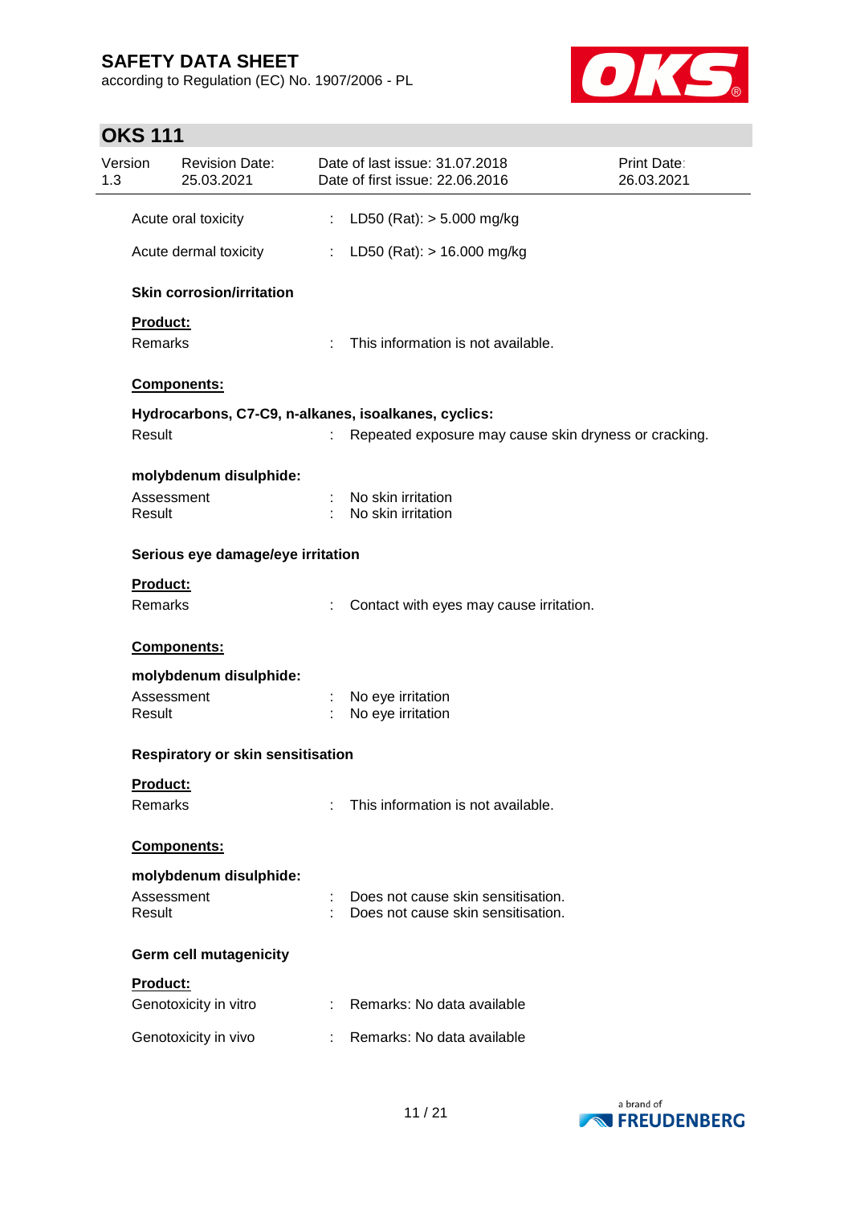Acute oral toxicity : LD50 (Rat): > 5.000 mg/kg

Acute dermal toxicity : LD50 (Rat): > 16.000 mg/kg

**Skin corrosion/irritation**

**Product:**

Remarks : This information is not available.

**Components:**

**Hydrocarbons, C7-C9, n-alkanes, isoalkanes, cyclics:**

Result : Repeated exposure may cause skin dryness or cracking.

**molybdenum disulphide:**

Assessment : No skin irritation
Result : No skin irritation

**Serious eye damage/eye irritation**

**Product:**

Remarks : Contact with eyes may cause irritation.

**Components:**

**molybdenum disulphide:**

Assessment : No eye irritation
Result : No eye irritation

**Respiratory or skin sensitisation**

**Product:**

Remarks : This information is not available.

**Components:**

**molybdenum disulphide:**

Assessment : Does not cause skin sensitisation.
Result : Does not cause skin sensitisation.

**Germ cell mutagenicity**

**Product:**

Genotoxicity in vitro : Remarks: No data available

Genotoxicity in vivo : Remarks: No data available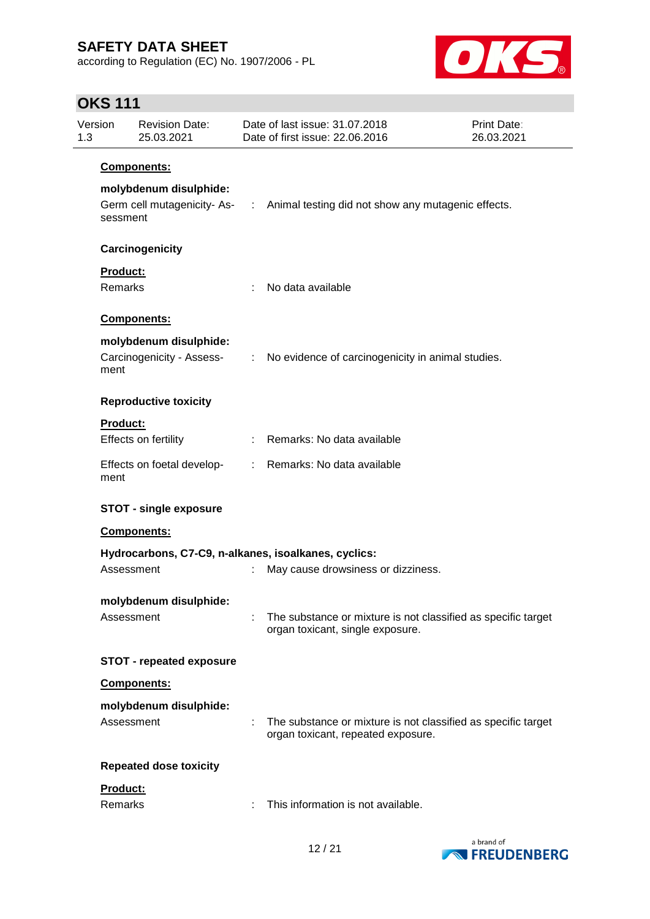**Components:**

**molybdenum disulphide:**

| | | |
|---|---|---|
| Germ cell mutagenicity- Assessment | : | Animal testing did not show any mutagenic effects. |

**Carcinogenicity**

**Product:**

| | | |
|---|---|---|
| Remarks | : | No data available |

**Components:**

**molybdenum disulphide:**

| | | |
|---|---|---|
| Carcinogenicity - Assessment | : | No evidence of carcinogenicity in animal studies. |

**Reproductive toxicity**

**Product:**

| | | |
|---|---|---|
| Effects on fertility | : | Remarks: No data available |
| Effects on foetal development | : | Remarks: No data available |

**STOT - single exposure**

**Components:**

**Hydrocarbons, C7-C9, n-alkanes, isoalkanes, cyclics:**

| | | |
|---|---|---|
| Assessment | : | May cause drowsiness or dizziness. |

**molybdenum disulphide:**

| | | |
|---|---|---|
| Assessment | : | The substance or mixture is not classified as specific target organ toxicant, single exposure. |

**STOT - repeated exposure**

**Components:**

**molybdenum disulphide:**

| | | |
|---|---|---|
| Assessment | : | The substance or mixture is not classified as specific target organ toxicant, repeated exposure. |

**Repeated dose toxicity**

**Product:**

| | | |
|---|---|---|
| Remarks | : | This information is not available. |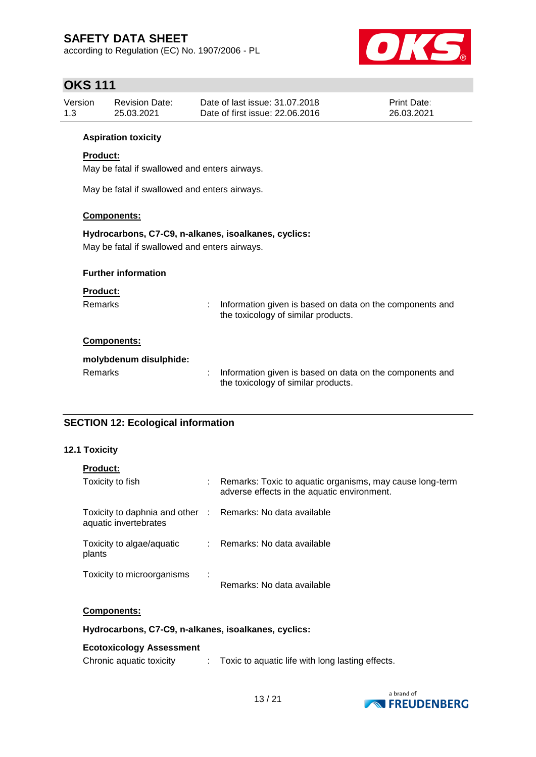**Aspiration toxicity**

**Product:**

May be fatal if swallowed and enters airways.

May be fatal if swallowed and enters airways.

**Components:**

**Hydrocarbons, C7-C9, n-alkanes, isoalkanes, cyclics:**

May be fatal if swallowed and enters airways.

**Further information**

**Product:**

| | | |
|---|---|---|
| Remarks | : | Information given is based on data on the components and the toxicology of similar products. |

**Components:**

**molybdenum disulphide:**

| | | |
|---|---|---|
| Remarks | : | Information given is based on data on the components and the toxicology of similar products. |

## SECTION 12: Ecological information

### 12.1 Toxicity

**Product:**

| | | |
|---|---|---|
| Toxicity to fish | : | Remarks: Toxic to aquatic organisms, may cause long-term adverse effects in the aquatic environment. |
| Toxicity to daphnia and other aquatic invertebrates | : | Remarks: No data available |
| Toxicity to algae/aquatic plants | : | Remarks: No data available |
| Toxicity to microorganisms | : | Remarks: No data available |

**Components:**

**Hydrocarbons, C7-C9, n-alkanes, isoalkanes, cyclics:**

**Ecotoxicology Assessment**

| | | |
|---|---|---|
| Chronic aquatic toxicity | : | Toxic to aquatic life with long lasting effects. |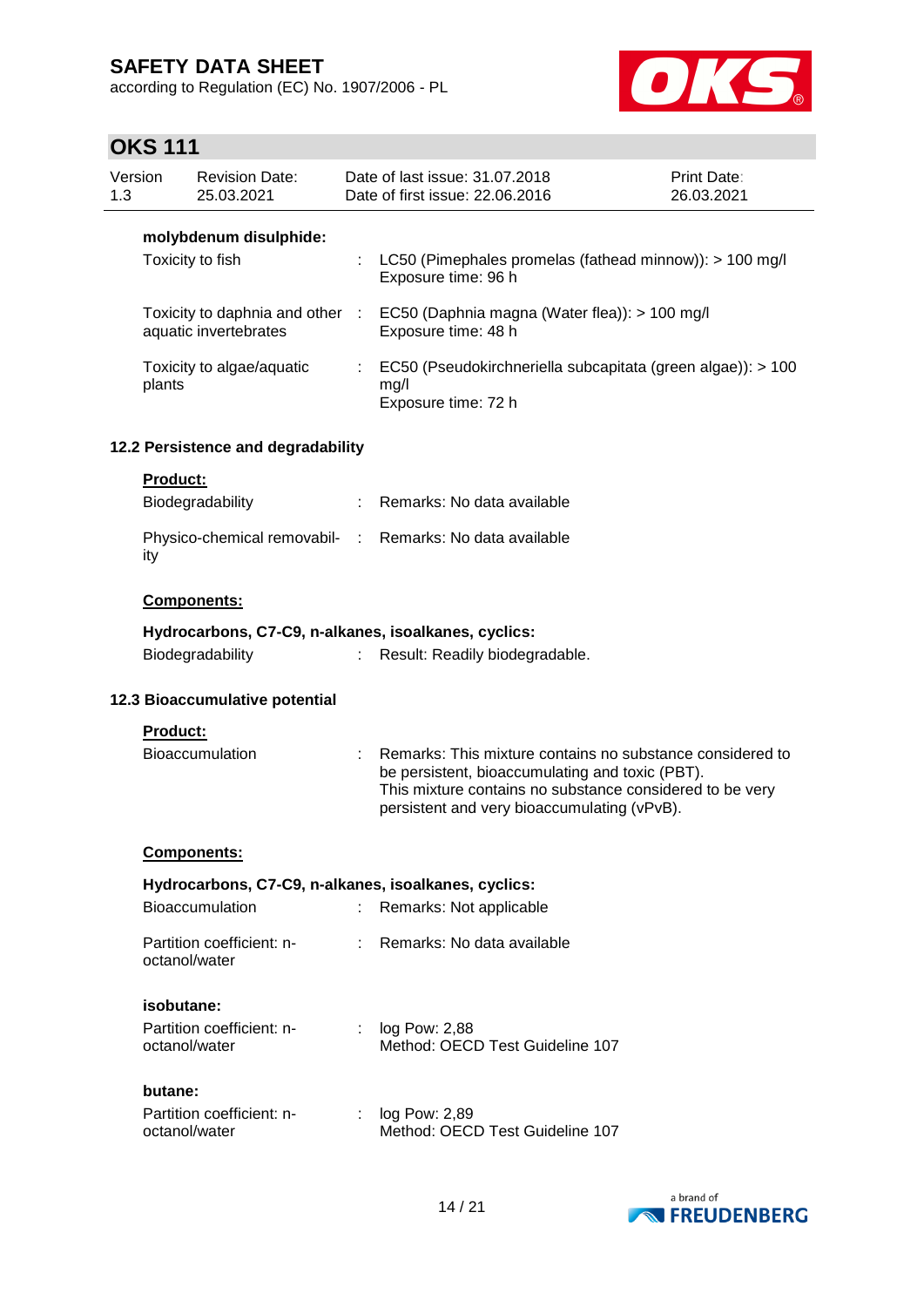**molybdenum disulphide:**

| | | |
|---|---|---|
| Toxicity to fish | : | LC50 (Pimephales promelas (fathead minnow)): > 100 mg/l<br>Exposure time: 96 h |
| Toxicity to daphnia and other aquatic invertebrates | : | EC50 (Daphnia magna (Water flea)): > 100 mg/l<br>Exposure time: 48 h |
| Toxicity to algae/aquatic plants | : | EC50 (Pseudokirchneriella subcapitata (green algae)): > 100 mg/l<br>Exposure time: 72 h |

### 12.2 Persistence and degradability

**Product:**

| | | |
|---|---|---|
| Biodegradability | : | Remarks: No data available |
| Physico-chemical removability | : | Remarks: No data available |

**Components:**

**Hydrocarbons, C7-C9, n-alkanes, isoalkanes, cyclics:**

| | | |
|---|---|---|
| Biodegradability | : | Result: Readily biodegradable. |

### 12.3 Bioaccumulative potential

**Product:**

| | | |
|---|---|---|
| Bioaccumulation | : | Remarks: This mixture contains no substance considered to be persistent, bioaccumulating and toxic (PBT).<br>This mixture contains no substance considered to be very persistent and very bioaccumulating (vPvB). |

**Components:**

**Hydrocarbons, C7-C9, n-alkanes, isoalkanes, cyclics:**

| | | |
|---|---|---|
| Bioaccumulation | : | Remarks: Not applicable |
| Partition coefficient: n-octanol/water | : | Remarks: No data available |

**isobutane:**

| | | |
|---|---|---|
| Partition coefficient: n-octanol/water | : | log Pow: 2,88<br>Method: OECD Test Guideline 107 |

**butane:**

| | | |
|---|---|---|
| Partition coefficient: n-octanol/water | : | log Pow: 2,89<br>Method: OECD Test Guideline 107 |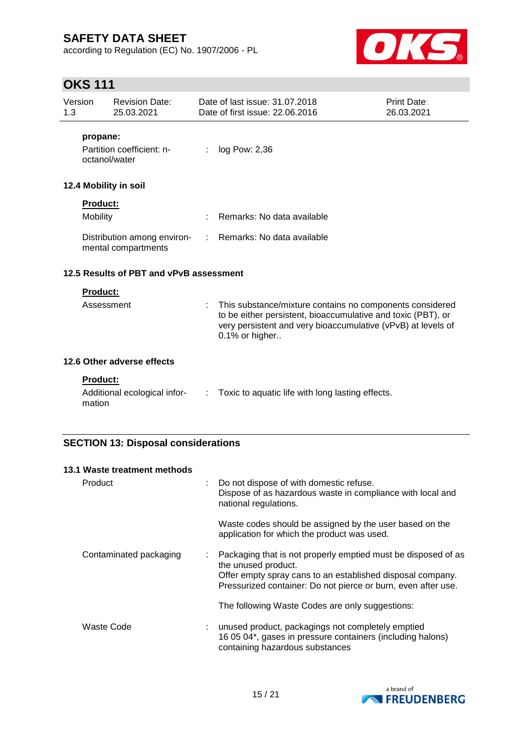**propane:**

Partition coefficient: n-octanol/water : log Pow: 2,36

### 12.4 Mobility in soil

**Product:**

| | |
|---|---|
| Mobility | : Remarks: No data available |
| Distribution among environmental compartments | : Remarks: No data available |

### 12.5 Results of PBT and vPvB assessment

**Product:**

Assessment : This substance/mixture contains no components considered to be either persistent, bioaccumulative and toxic (PBT), or very persistent and very bioaccumulative (vPvB) at levels of 0.1% or higher..

### 12.6 Other adverse effects

**Product:**

Additional ecological information : Toxic to aquatic life with long lasting effects.

## SECTION 13: Disposal considerations

### 13.1 Waste treatment methods

Product : Do not dispose of with domestic refuse.
Dispose of as hazardous waste in compliance with local and national regulations.

Waste codes should be assigned by the user based on the application for which the product was used.

Contaminated packaging : Packaging that is not properly emptied must be disposed of as the unused product.
Offer empty spray cans to an established disposal company.
Pressurized container: Do not pierce or burn, even after use.

The following Waste Codes are only suggestions:

Waste Code : unused product, packagings not completely emptied
16 05 04*, gases in pressure containers (including halons) containing hazardous substances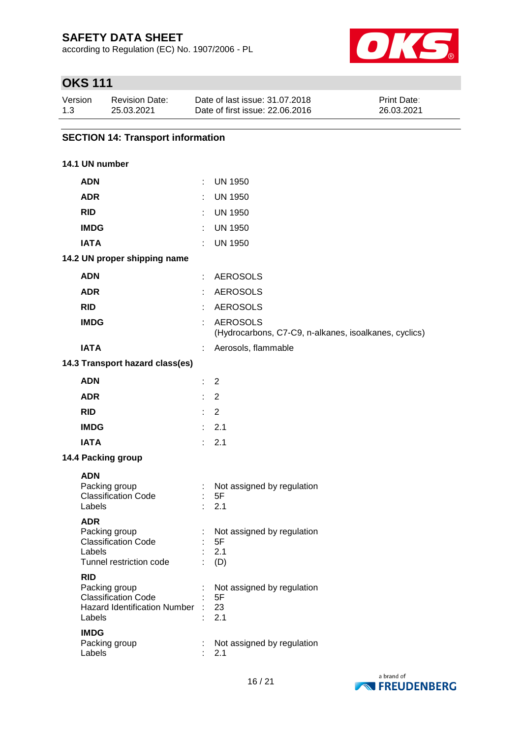# OKS 111

| Version | Revision Date: | Date of last issue: 31.07.2018 | Print Date: |
|---|---|---|---|
| 1.3 | 25.03.2021 | Date of first issue: 22.06.2016 | 26.03.2021 |

## SECTION 14: Transport information

### 14.1 UN number

| | | |
|---|---|---|
| **ADN** | : | UN 1950 |
| **ADR** | : | UN 1950 |
| **RID** | : | UN 1950 |
| **IMDG** | : | UN 1950 |
| **IATA** | : | UN 1950 |

### 14.2 UN proper shipping name

| | | |
|---|---|---|
| **ADN** | : | AEROSOLS |
| **ADR** | : | AEROSOLS |
| **RID** | : | AEROSOLS |
| **IMDG** | : | AEROSOLS (Hydrocarbons, C7-C9, n-alkanes, isoalkanes, cyclics) |
| **IATA** | : | Aerosols, flammable |

### 14.3 Transport hazard class(es)

| | | |
|---|---|---|
| **ADN** | : | 2 |
| **ADR** | : | 2 |
| **RID** | : | 2 |
| **IMDG** | : | 2.1 |
| **IATA** | : | 2.1 |

### 14.4 Packing group

**ADN**

| | | |
|---|---|---|
| Packing group | : | Not assigned by regulation |
| Classification Code | : | 5F |
| Labels | : | 2.1 |

**ADR**

| | | |
|---|---|---|
| Packing group | : | Not assigned by regulation |
| Classification Code | : | 5F |
| Labels | : | 2.1 |
| Tunnel restriction code | : | (D) |

**RID**

| | | |
|---|---|---|
| Packing group | : | Not assigned by regulation |
| Classification Code | : | 5F |
| Hazard Identification Number | : | 23 |
| Labels | : | 2.1 |

**IMDG**

| | | |
|---|---|---|
| Packing group | : | Not assigned by regulation |
| Labels | : | 2.1 |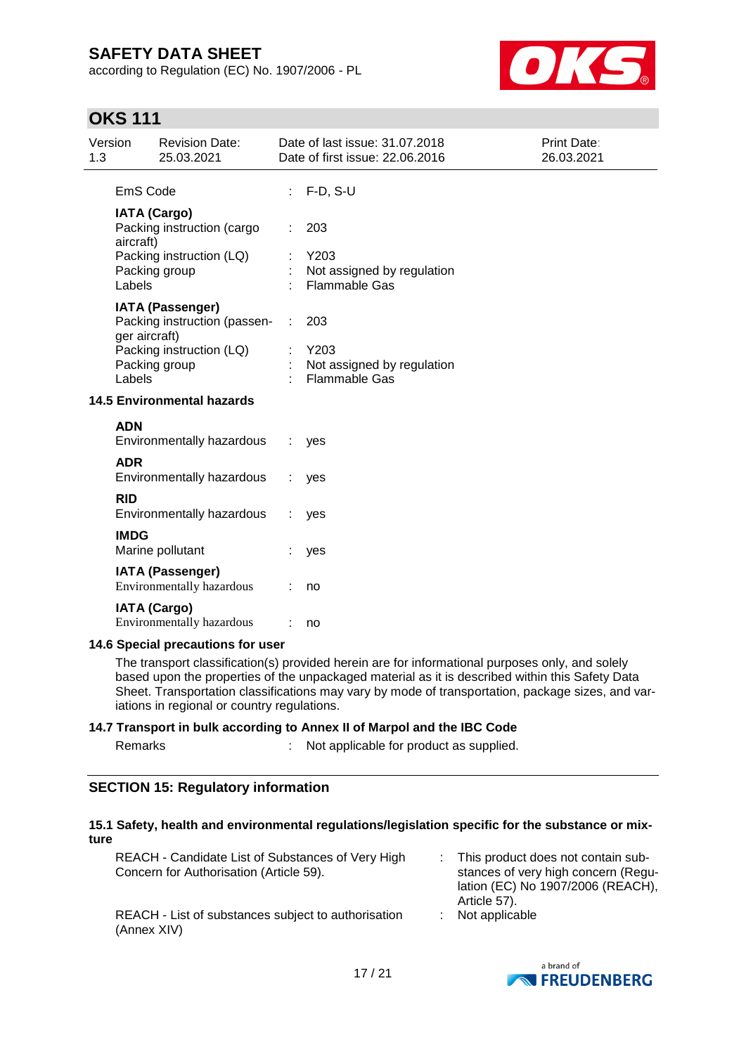EmS Code : F-D, S-U

**IATA (Cargo)**

| | | |
|---|---|---|
| Packing instruction (cargo aircraft) | : | 203 |
| Packing instruction (LQ) | : | Y203 |
| Packing group | : | Not assigned by regulation |
| Labels | : | Flammable Gas |

**IATA (Passenger)**

| | | |
|---|---|---|
| Packing instruction (passenger aircraft) | : | 203 |
| Packing instruction (LQ) | : | Y203 |
| Packing group | : | Not assigned by regulation |
| Labels | : | Flammable Gas |

### 14.5 Environmental hazards

**ADN**
Environmentally hazardous : yes

**ADR**
Environmentally hazardous : yes

**RID**
Environmentally hazardous : yes

**IMDG**
Marine pollutant : yes

**IATA (Passenger)**
Environmentally hazardous : no

**IATA (Cargo)**
Environmentally hazardous : no

### 14.6 Special precautions for user

The transport classification(s) provided herein are for informational purposes only, and solely based upon the properties of the unpackaged material as it is described within this Safety Data Sheet. Transportation classifications may vary by mode of transportation, package sizes, and variations in regional or country regulations.

### 14.7 Transport in bulk according to Annex II of Marpol and the IBC Code

Remarks : Not applicable for product as supplied.

## SECTION 15: Regulatory information

### 15.1 Safety, health and environmental regulations/legislation specific for the substance or mixture

| | | |
|---|---|---|
| REACH - Candidate List of Substances of Very High Concern for Authorisation (Article 59). | : | This product does not contain substances of very high concern (Regulation (EC) No 1907/2006 (REACH), Article 57). |
| REACH - List of substances subject to authorisation (Annex XIV) | : | Not applicable |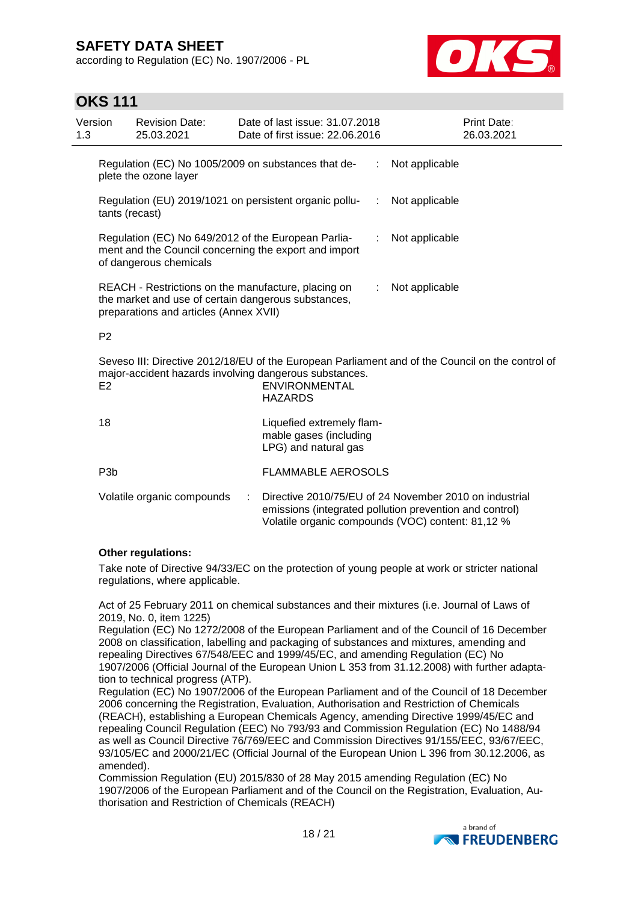| Regulation | | Status |
|---|---|---|
| Regulation (EC) No 1005/2009 on substances that deplete the ozone layer | : | Not applicable |
| Regulation (EU) 2019/1021 on persistent organic pollutants (recast) | : | Not applicable |
| Regulation (EC) No 649/2012 of the European Parliament and the Council concerning the export and import of dangerous chemicals | : | Not applicable |
| REACH - Restrictions on the manufacture, placing on the market and use of certain dangerous substances, preparations and articles (Annex XVII) | : | Not applicable |

P2

Seveso III: Directive 2012/18/EU of the European Parliament and of the Council on the control of major-accident hazards involving dangerous substances.

| Category | Description |
|---|---|
| E2 | ENVIRONMENTAL HAZARDS |
| 18 | Liquefied extremely flammable gases (including LPG) and natural gas |
| P3b | FLAMMABLE AEROSOLS |

Volatile organic compounds : Directive 2010/75/EU of 24 November 2010 on industrial emissions (integrated pollution prevention and control)
Volatile organic compounds (VOC) content: 81,12 %

**Other regulations:**

Take note of Directive 94/33/EC on the protection of young people at work or stricter national regulations, where applicable.

Act of 25 February 2011 on chemical substances and their mixtures (i.e. Journal of Laws of 2019, No. 0, item 1225)
Regulation (EC) No 1272/2008 of the European Parliament and of the Council of 16 December 2008 on classification, labelling and packaging of substances and mixtures, amending and repealing Directives 67/548/EEC and 1999/45/EC, and amending Regulation (EC) No 1907/2006 (Official Journal of the European Union L 353 from 31.12.2008) with further adaptation to technical progress (ATP).
Regulation (EC) No 1907/2006 of the European Parliament and of the Council of 18 December 2006 concerning the Registration, Evaluation, Authorisation and Restriction of Chemicals (REACH), establishing a European Chemicals Agency, amending Directive 1999/45/EC and repealing Council Regulation (EEC) No 793/93 and Commission Regulation (EC) No 1488/94 as well as Council Directive 76/769/EEC and Commission Directives 91/155/EEC, 93/67/EEC, 93/105/EC and 2000/21/EC (Official Journal of the European Union L 396 from 30.12.2006, as amended).
Commission Regulation (EU) 2015/830 of 28 May 2015 amending Regulation (EC) No 1907/2006 of the European Parliament and of the Council on the Registration, Evaluation, Authorisation and Restriction of Chemicals (REACH)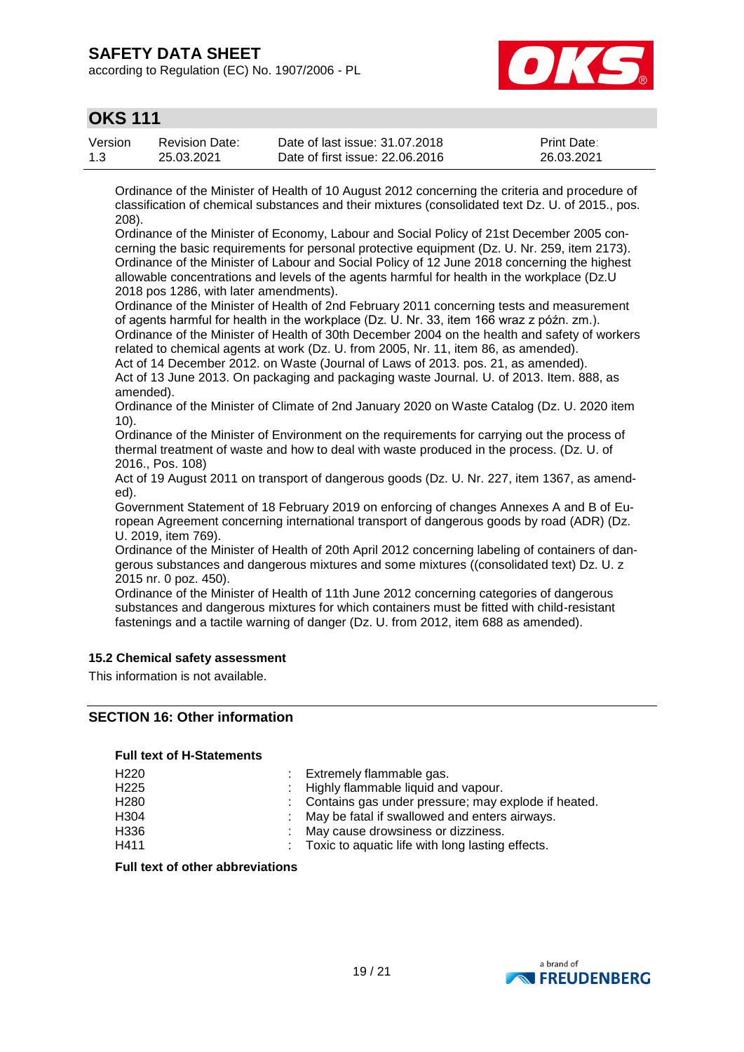Ordinance of the Minister of Health of 10 August 2012 concerning the criteria and procedure of classification of chemical substances and their mixtures (consolidated text Dz. U. of 2015., pos. 208).
Ordinance of the Minister of Economy, Labour and Social Policy of 21st December 2005 concerning the basic requirements for personal protective equipment (Dz. U. Nr. 259, item 2173).
Ordinance of the Minister of Labour and Social Policy of 12 June 2018 concerning the highest allowable concentrations and levels of the agents harmful for health in the workplace (Dz.U 2018 pos 1286, with later amendments).
Ordinance of the Minister of Health of 2nd February 2011 concerning tests and measurement of agents harmful for health in the workplace (Dz. U. Nr. 33, item 166 wraz z późn. zm.).
Ordinance of the Minister of Health of 30th December 2004 on the health and safety of workers related to chemical agents at work (Dz. U. from 2005, Nr. 11, item 86, as amended).
Act of 14 December 2012. on Waste (Journal of Laws of 2013. pos. 21, as amended).
Act of 13 June 2013. On packaging and packaging waste Journal. U. of 2013. Item. 888, as amended).
Ordinance of the Minister of Climate of 2nd January 2020 on Waste Catalog (Dz. U. 2020 item 10).
Ordinance of the Minister of Environment on the requirements for carrying out the process of thermal treatment of waste and how to deal with waste produced in the process. (Dz. U. of 2016., Pos. 108)
Act of 19 August 2011 on transport of dangerous goods (Dz. U. Nr. 227, item 1367, as amended).
Government Statement of 18 February 2019 on enforcing of changes Annexes A and B of European Agreement concerning international transport of dangerous goods by road (ADR) (Dz. U. 2019, item 769).
Ordinance of the Minister of Health of 20th April 2012 concerning labeling of containers of dangerous substances and dangerous mixtures and some mixtures ((consolidated text) Dz. U. z 2015 nr. 0 poz. 450).
Ordinance of the Minister of Health of 11th June 2012 concerning categories of dangerous substances and dangerous mixtures for which containers must be fitted with child-resistant fastenings and a tactile warning of danger (Dz. U. from 2012, item 688 as amended).

### 15.2 Chemical safety assessment

This information is not available.

## SECTION 16: Other information

**Full text of H-Statements**

| | |
|---|---|
| H220 | : Extremely flammable gas. |
| H225 | : Highly flammable liquid and vapour. |
| H280 | : Contains gas under pressure; may explode if heated. |
| H304 | : May be fatal if swallowed and enters airways. |
| H336 | : May cause drowsiness or dizziness. |
| H411 | : Toxic to aquatic life with long lasting effects. |

**Full text of other abbreviations**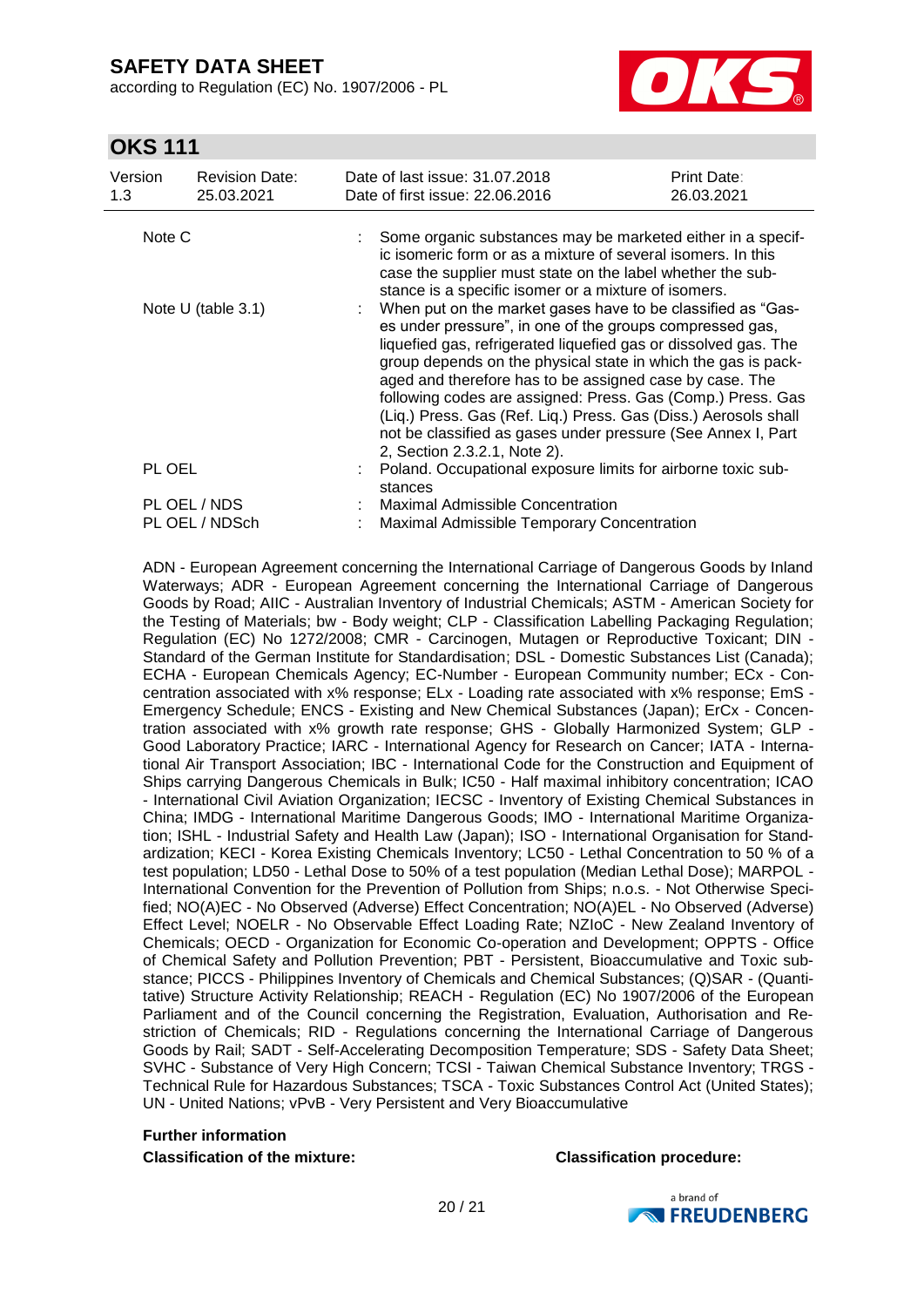| | | |
|---|---|---|
| Note C | : | Some organic substances may be marketed either in a specific isomeric form or as a mixture of several isomers. In this case the supplier must state on the label whether the substance is a specific isomer or a mixture of isomers. |
| Note U (table 3.1) | : | When put on the market gases have to be classified as "Gases under pressure", in one of the groups compressed gas, liquefied gas, refrigerated liquefied gas or dissolved gas. The group depends on the physical state in which the gas is packaged and therefore has to be assigned case by case. The following codes are assigned: Press. Gas (Comp.) Press. Gas (Liq.) Press. Gas (Ref. Liq.) Press. Gas (Diss.) Aerosols shall not be classified as gases under pressure (See Annex I, Part 2, Section 2.3.2.1, Note 2). |
| PL OEL | : | Poland. Occupational exposure limits for airborne toxic substances |
| PL OEL / NDS | : | Maximal Admissible Concentration |
| PL OEL / NDSch | : | Maximal Admissible Temporary Concentration |

ADN - European Agreement concerning the International Carriage of Dangerous Goods by Inland Waterways; ADR - European Agreement concerning the International Carriage of Dangerous Goods by Road; AIIC - Australian Inventory of Industrial Chemicals; ASTM - American Society for the Testing of Materials; bw - Body weight; CLP - Classification Labelling Packaging Regulation; Regulation (EC) No 1272/2008; CMR - Carcinogen, Mutagen or Reproductive Toxicant; DIN - Standard of the German Institute for Standardisation; DSL - Domestic Substances List (Canada); ECHA - European Chemicals Agency; EC-Number - European Community number; ECx - Concentration associated with x% response; ELx - Loading rate associated with x% response; EmS - Emergency Schedule; ENCS - Existing and New Chemical Substances (Japan); ErCx - Concentration associated with x% growth rate response; GHS - Globally Harmonized System; GLP - Good Laboratory Practice; IARC - International Agency for Research on Cancer; IATA - International Air Transport Association; IBC - International Code for the Construction and Equipment of Ships carrying Dangerous Chemicals in Bulk; IC50 - Half maximal inhibitory concentration; ICAO - International Civil Aviation Organization; IECSC - Inventory of Existing Chemical Substances in China; IMDG - International Maritime Dangerous Goods; IMO - International Maritime Organization; ISHL - Industrial Safety and Health Law (Japan); ISO - International Organisation for Standardization; KECI - Korea Existing Chemicals Inventory; LC50 - Lethal Concentration to 50 % of a test population; LD50 - Lethal Dose to 50% of a test population (Median Lethal Dose); MARPOL - International Convention for the Prevention of Pollution from Ships; n.o.s. - Not Otherwise Specified; NO(A)EC - No Observed (Adverse) Effect Concentration; NO(A)EL - No Observed (Adverse) Effect Level; NOELR - No Observable Effect Loading Rate; NZIoC - New Zealand Inventory of Chemicals; OECD - Organization for Economic Co-operation and Development; OPPTS - Office of Chemical Safety and Pollution Prevention; PBT - Persistent, Bioaccumulative and Toxic substance; PICCS - Philippines Inventory of Chemicals and Chemical Substances; (Q)SAR - (Quantitative) Structure Activity Relationship; REACH - Regulation (EC) No 1907/2006 of the European Parliament and of the Council concerning the Registration, Evaluation, Authorisation and Restriction of Chemicals; RID - Regulations concerning the International Carriage of Dangerous Goods by Rail; SADT - Self-Accelerating Decomposition Temperature; SDS - Safety Data Sheet; SVHC - Substance of Very High Concern; TCSI - Taiwan Chemical Substance Inventory; TRGS - Technical Rule for Hazardous Substances; TSCA - Toxic Substances Control Act (United States); UN - United Nations; vPvB - Very Persistent and Very Bioaccumulative

**Further information**

| **Classification of the mixture:** | **Classification procedure:** |
|---|---|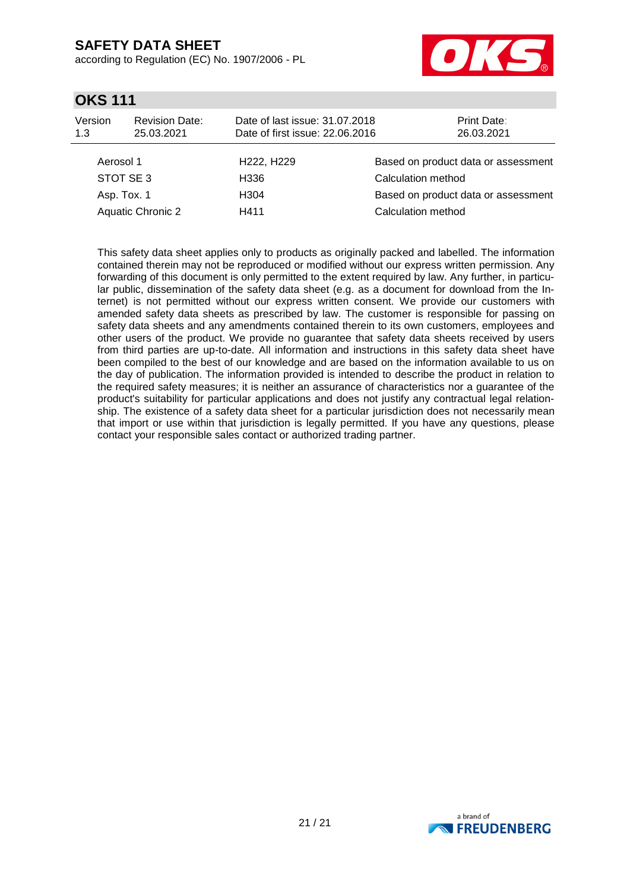| | | |
|---|---|---|
| Aerosol 1 | H222, H229 | Based on product data or assessment |
| STOT SE 3 | H336 | Calculation method |
| Asp. Tox. 1 | H304 | Based on product data or assessment |
| Aquatic Chronic 2 | H411 | Calculation method |

This safety data sheet applies only to products as originally packed and labelled. The information contained therein may not be reproduced or modified without our express written permission. Any forwarding of this document is only permitted to the extent required by law. Any further, in particular public, dissemination of the safety data sheet (e.g. as a document for download from the Internet) is not permitted without our express written consent. We provide our customers with amended safety data sheets as prescribed by law. The customer is responsible for passing on safety data sheets and any amendments contained therein to its own customers, employees and other users of the product. We provide no guarantee that safety data sheets received by users from third parties are up-to-date. All information and instructions in this safety data sheet have been compiled to the best of our knowledge and are based on the information available to us on the day of publication. The information provided is intended to describe the product in relation to the required safety measures; it is neither an assurance of characteristics nor a guarantee of the product's suitability for particular applications and does not justify any contractual legal relationship. The existence of a safety data sheet for a particular jurisdiction does not necessarily mean that import or use within that jurisdiction is legally permitted. If you have any questions, please contact your responsible sales contact or authorized trading partner.